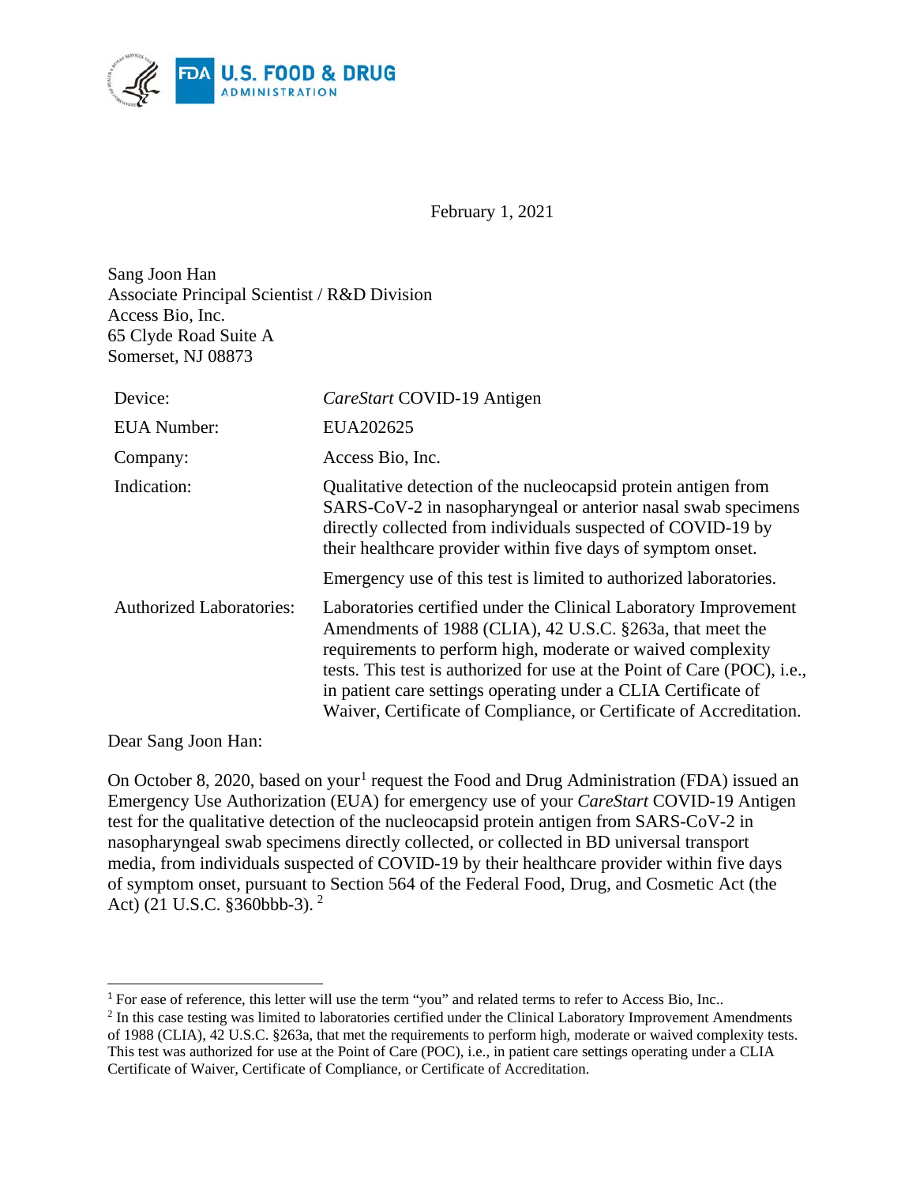February 1, 2021

Sang Joon Han
Associate Principal Scientist / R&D Division
Access Bio, Inc.
65 Clyde Road Suite A
Somerset, NJ 08873

| | |
|---|---|
| Device: | *CareStart* COVID-19 Antigen |
| EUA Number: | EUA202625 |
| Company: | Access Bio, Inc. |
| Indication: | Qualitative detection of the nucleocapsid protein antigen from SARS-CoV-2 in nasopharyngeal or anterior nasal swab specimens directly collected from individuals suspected of COVID-19 by their healthcare provider within five days of symptom onset.<br><br>Emergency use of this test is limited to authorized laboratories. |
| Authorized Laboratories: | Laboratories certified under the Clinical Laboratory Improvement Amendments of 1988 (CLIA), 42 U.S.C. §263a, that meet the requirements to perform high, moderate or waived complexity tests. This test is authorized for use at the Point of Care (POC), i.e., in patient care settings operating under a CLIA Certificate of Waiver, Certificate of Compliance, or Certificate of Accreditation. |

Dear Sang Joon Han:

On October 8, 2020, based on your[1] request the Food and Drug Administration (FDA) issued an Emergency Use Authorization (EUA) for emergency use of your *CareStart* COVID-19 Antigen test for the qualitative detection of the nucleocapsid protein antigen from SARS-CoV-2 in nasopharyngeal swab specimens directly collected, or collected in BD universal transport media, from individuals suspected of COVID-19 by their healthcare provider within five days of symptom onset, pursuant to Section 564 of the Federal Food, Drug, and Cosmetic Act (the Act) (21 U.S.C. §360bbb-3).[2]

---

[1] For ease of reference, this letter will use the term "you" and related terms to refer to Access Bio, Inc..

[2] In this case testing was limited to laboratories certified under the Clinical Laboratory Improvement Amendments of 1988 (CLIA), 42 U.S.C. §263a, that met the requirements to perform high, moderate or waived complexity tests. This test was authorized for use at the Point of Care (POC), i.e., in patient care settings operating under a CLIA Certificate of Waiver, Certificate of Compliance, or Certificate of Accreditation.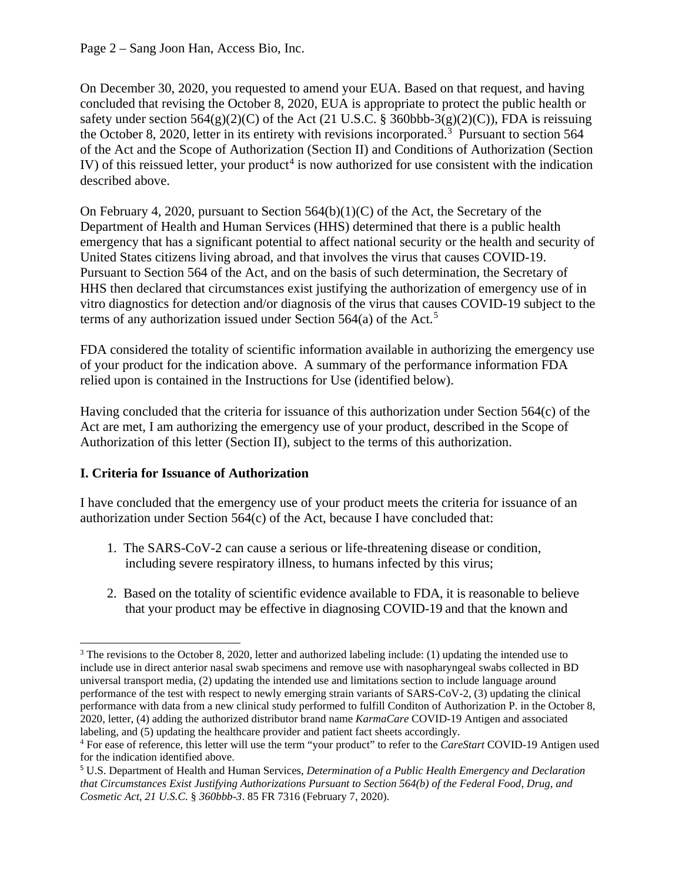On December 30, 2020, you requested to amend your EUA. Based on that request, and having concluded that revising the October 8, 2020, EUA is appropriate to protect the public health or safety under section 564(g)(2)(C) of the Act (21 U.S.C. § 360bbb-3(g)(2)(C)), FDA is reissuing the October 8, 2020, letter in its entirety with revisions incorporated.[3] Pursuant to section 564 of the Act and the Scope of Authorization (Section II) and Conditions of Authorization (Section IV) of this reissued letter, your product[4] is now authorized for use consistent with the indication described above.

On February 4, 2020, pursuant to Section 564(b)(1)(C) of the Act, the Secretary of the Department of Health and Human Services (HHS) determined that there is a public health emergency that has a significant potential to affect national security or the health and security of United States citizens living abroad, and that involves the virus that causes COVID-19. Pursuant to Section 564 of the Act, and on the basis of such determination, the Secretary of HHS then declared that circumstances exist justifying the authorization of emergency use of in vitro diagnostics for detection and/or diagnosis of the virus that causes COVID-19 subject to the terms of any authorization issued under Section 564(a) of the Act.[5]

FDA considered the totality of scientific information available in authorizing the emergency use of your product for the indication above. A summary of the performance information FDA relied upon is contained in the Instructions for Use (identified below).

Having concluded that the criteria for issuance of this authorization under Section 564(c) of the Act are met, I am authorizing the emergency use of your product, described in the Scope of Authorization of this letter (Section II), subject to the terms of this authorization.

## I. Criteria for Issuance of Authorization

I have concluded that the emergency use of your product meets the criteria for issuance of an authorization under Section 564(c) of the Act, because I have concluded that:

1. The SARS-CoV-2 can cause a serious or life-threatening disease or condition, including severe respiratory illness, to humans infected by this virus;

2. Based on the totality of scientific evidence available to FDA, it is reasonable to believe that your product may be effective in diagnosing COVID-19 and that the known and

---

[3] The revisions to the October 8, 2020, letter and authorized labeling include: (1) updating the intended use to include use in direct anterior nasal swab specimens and remove use with nasopharyngeal swabs collected in BD universal transport media, (2) updating the intended use and limitations section to include language around performance of the test with respect to newly emerging strain variants of SARS-CoV-2, (3) updating the clinical performance with data from a new clinical study performed to fulfill Conditon of Authorization P. in the October 8, 2020, letter, (4) adding the authorized distributor brand name *KarmaCare* COVID-19 Antigen and associated labeling, and (5) updating the healthcare provider and patient fact sheets accordingly.

[4] For ease of reference, this letter will use the term "your product" to refer to the *CareStart* COVID-19 Antigen used for the indication identified above.

[5] U.S. Department of Health and Human Services, *Determination of a Public Health Emergency and Declaration that Circumstances Exist Justifying Authorizations Pursuant to Section 564(b) of the Federal Food, Drug, and Cosmetic Act, 21 U.S.C.* § *360bbb-3*. 85 FR 7316 (February 7, 2020).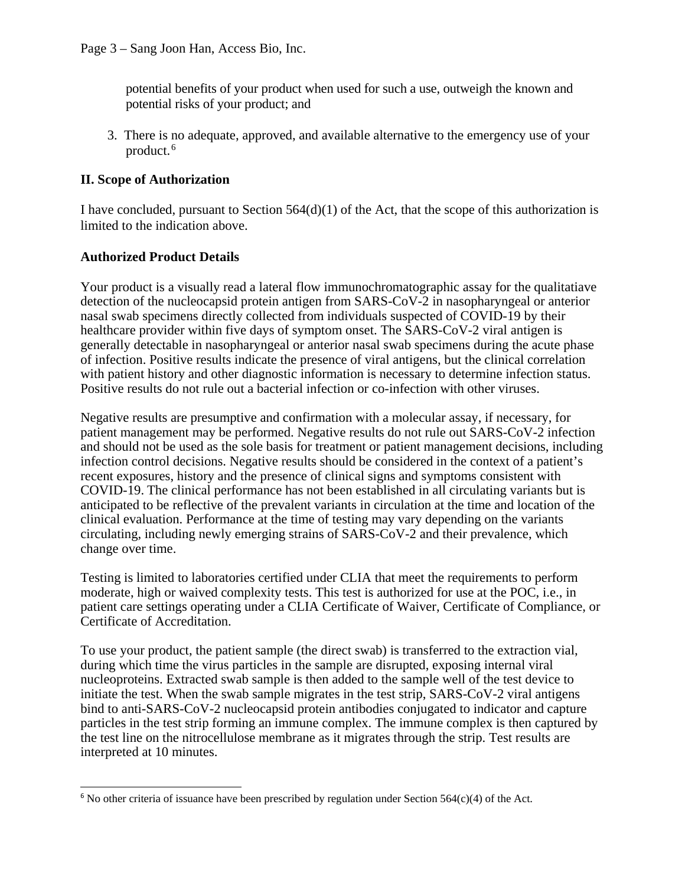potential benefits of your product when used for such a use, outweigh the known and potential risks of your product; and

3. There is no adequate, approved, and available alternative to the emergency use of your product.[6]

## II. Scope of Authorization

I have concluded, pursuant to Section 564(d)(1) of the Act, that the scope of this authorization is limited to the indication above.

### Authorized Product Details

Your product is a visually read a lateral flow immunochromatographic assay for the qualitatiave detection of the nucleocapsid protein antigen from SARS-CoV-2 in nasopharyngeal or anterior nasal swab specimens directly collected from individuals suspected of COVID-19 by their healthcare provider within five days of symptom onset. The SARS-CoV-2 viral antigen is generally detectable in nasopharyngeal or anterior nasal swab specimens during the acute phase of infection. Positive results indicate the presence of viral antigens, but the clinical correlation with patient history and other diagnostic information is necessary to determine infection status. Positive results do not rule out a bacterial infection or co-infection with other viruses.

Negative results are presumptive and confirmation with a molecular assay, if necessary, for patient management may be performed. Negative results do not rule out SARS-CoV-2 infection and should not be used as the sole basis for treatment or patient management decisions, including infection control decisions. Negative results should be considered in the context of a patient's recent exposures, history and the presence of clinical signs and symptoms consistent with COVID-19. The clinical performance has not been established in all circulating variants but is anticipated to be reflective of the prevalent variants in circulation at the time and location of the clinical evaluation. Performance at the time of testing may vary depending on the variants circulating, including newly emerging strains of SARS-CoV-2 and their prevalence, which change over time.

Testing is limited to laboratories certified under CLIA that meet the requirements to perform moderate, high or waived complexity tests. This test is authorized for use at the POC, i.e., in patient care settings operating under a CLIA Certificate of Waiver, Certificate of Compliance, or Certificate of Accreditation.

To use your product, the patient sample (the direct swab) is transferred to the extraction vial, during which time the virus particles in the sample are disrupted, exposing internal viral nucleoproteins. Extracted swab sample is then added to the sample well of the test device to initiate the test. When the swab sample migrates in the test strip, SARS-CoV-2 viral antigens bind to anti-SARS-CoV-2 nucleocapsid protein antibodies conjugated to indicator and capture particles in the test strip forming an immune complex. The immune complex is then captured by the test line on the nitrocellulose membrane as it migrates through the strip. Test results are interpreted at 10 minutes.

---

[6] No other criteria of issuance have been prescribed by regulation under Section 564(c)(4) of the Act.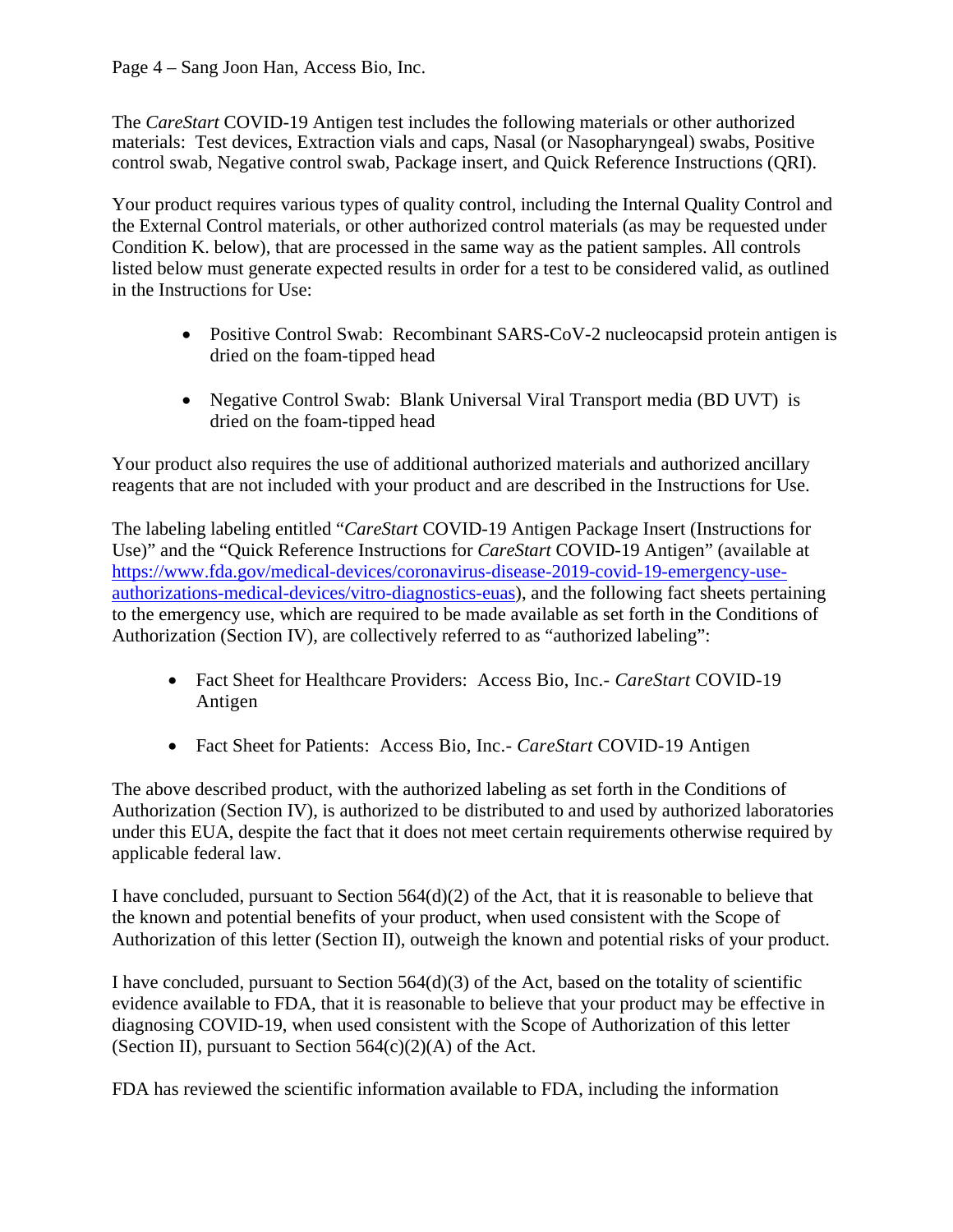The *CareStart* COVID-19 Antigen test includes the following materials or other authorized materials: Test devices, Extraction vials and caps, Nasal (or Nasopharyngeal) swabs, Positive control swab, Negative control swab, Package insert, and Quick Reference Instructions (QRI).

Your product requires various types of quality control, including the Internal Quality Control and the External Control materials, or other authorized control materials (as may be requested under Condition K. below), that are processed in the same way as the patient samples. All controls listed below must generate expected results in order for a test to be considered valid, as outlined in the Instructions for Use:

- Positive Control Swab: Recombinant SARS-CoV-2 nucleocapsid protein antigen is dried on the foam-tipped head
- Negative Control Swab: Blank Universal Viral Transport media (BD UVT) is dried on the foam-tipped head

Your product also requires the use of additional authorized materials and authorized ancillary reagents that are not included with your product and are described in the Instructions for Use.

The labeling labeling entitled "*CareStart* COVID-19 Antigen Package Insert (Instructions for Use)" and the "Quick Reference Instructions for *CareStart* COVID-19 Antigen" (available at https://www.fda.gov/medical-devices/coronavirus-disease-2019-covid-19-emergency-use-authorizations-medical-devices/vitro-diagnostics-euas), and the following fact sheets pertaining to the emergency use, which are required to be made available as set forth in the Conditions of Authorization (Section IV), are collectively referred to as "authorized labeling":

- Fact Sheet for Healthcare Providers: Access Bio, Inc.- *CareStart* COVID-19 Antigen
- Fact Sheet for Patients: Access Bio, Inc.- *CareStart* COVID-19 Antigen

The above described product, with the authorized labeling as set forth in the Conditions of Authorization (Section IV), is authorized to be distributed to and used by authorized laboratories under this EUA, despite the fact that it does not meet certain requirements otherwise required by applicable federal law.

I have concluded, pursuant to Section 564(d)(2) of the Act, that it is reasonable to believe that the known and potential benefits of your product, when used consistent with the Scope of Authorization of this letter (Section II), outweigh the known and potential risks of your product.

I have concluded, pursuant to Section 564(d)(3) of the Act, based on the totality of scientific evidence available to FDA, that it is reasonable to believe that your product may be effective in diagnosing COVID-19, when used consistent with the Scope of Authorization of this letter (Section II), pursuant to Section 564(c)(2)(A) of the Act.

FDA has reviewed the scientific information available to FDA, including the information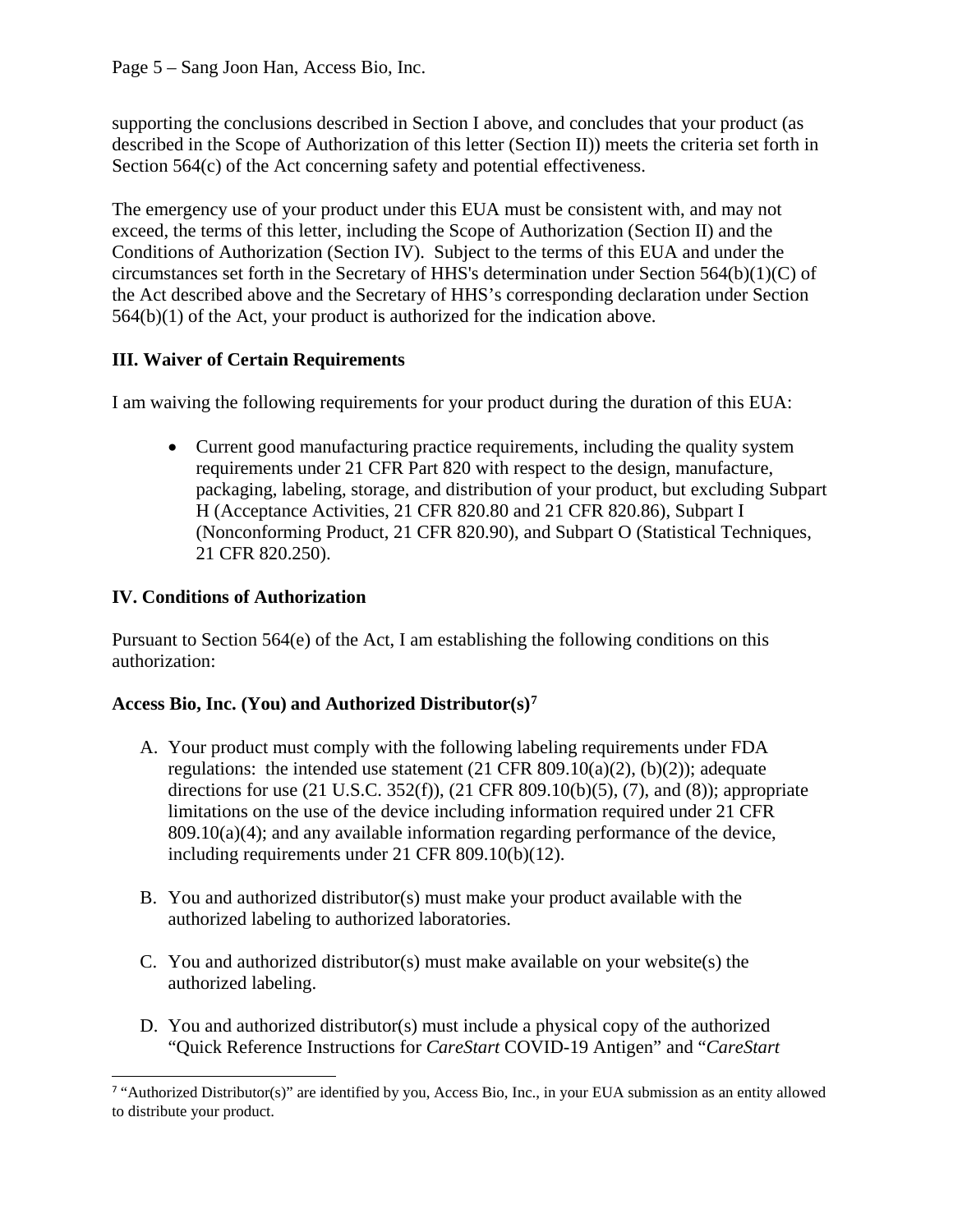supporting the conclusions described in Section I above, and concludes that your product (as described in the Scope of Authorization of this letter (Section II)) meets the criteria set forth in Section 564(c) of the Act concerning safety and potential effectiveness.

The emergency use of your product under this EUA must be consistent with, and may not exceed, the terms of this letter, including the Scope of Authorization (Section II) and the Conditions of Authorization (Section IV). Subject to the terms of this EUA and under the circumstances set forth in the Secretary of HHS's determination under Section 564(b)(1)(C) of the Act described above and the Secretary of HHS's corresponding declaration under Section 564(b)(1) of the Act, your product is authorized for the indication above.

## III. Waiver of Certain Requirements

I am waiving the following requirements for your product during the duration of this EUA:

- Current good manufacturing practice requirements, including the quality system requirements under 21 CFR Part 820 with respect to the design, manufacture, packaging, labeling, storage, and distribution of your product, but excluding Subpart H (Acceptance Activities, 21 CFR 820.80 and 21 CFR 820.86), Subpart I (Nonconforming Product, 21 CFR 820.90), and Subpart O (Statistical Techniques, 21 CFR 820.250).

## IV. Conditions of Authorization

Pursuant to Section 564(e) of the Act, I am establishing the following conditions on this authorization:

### Access Bio, Inc. (You) and Authorized Distributor(s)[7]

A. Your product must comply with the following labeling requirements under FDA regulations: the intended use statement (21 CFR 809.10(a)(2), (b)(2)); adequate directions for use (21 U.S.C. 352(f)), (21 CFR 809.10(b)(5), (7), and (8)); appropriate limitations on the use of the device including information required under 21 CFR 809.10(a)(4); and any available information regarding performance of the device, including requirements under 21 CFR 809.10(b)(12).

B. You and authorized distributor(s) must make your product available with the authorized labeling to authorized laboratories.

C. You and authorized distributor(s) must make available on your website(s) the authorized labeling.

D. You and authorized distributor(s) must include a physical copy of the authorized "Quick Reference Instructions for *CareStart* COVID-19 Antigen" and "*CareStart*

[7] "Authorized Distributor(s)" are identified by you, Access Bio, Inc., in your EUA submission as an entity allowed to distribute your product.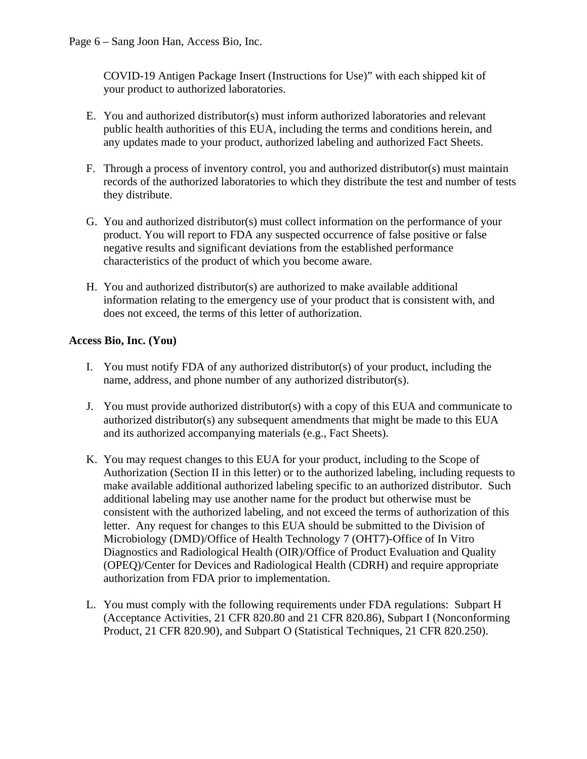COVID-19 Antigen Package Insert (Instructions for Use)" with each shipped kit of your product to authorized laboratories.

E. You and authorized distributor(s) must inform authorized laboratories and relevant public health authorities of this EUA, including the terms and conditions herein, and any updates made to your product, authorized labeling and authorized Fact Sheets.

F. Through a process of inventory control, you and authorized distributor(s) must maintain records of the authorized laboratories to which they distribute the test and number of tests they distribute.

G. You and authorized distributor(s) must collect information on the performance of your product. You will report to FDA any suspected occurrence of false positive or false negative results and significant deviations from the established performance characteristics of the product of which you become aware.

H. You and authorized distributor(s) are authorized to make available additional information relating to the emergency use of your product that is consistent with, and does not exceed, the terms of this letter of authorization.

**Access Bio, Inc. (You)**

I. You must notify FDA of any authorized distributor(s) of your product, including the name, address, and phone number of any authorized distributor(s).

J. You must provide authorized distributor(s) with a copy of this EUA and communicate to authorized distributor(s) any subsequent amendments that might be made to this EUA and its authorized accompanying materials (e.g., Fact Sheets).

K. You may request changes to this EUA for your product, including to the Scope of Authorization (Section II in this letter) or to the authorized labeling, including requests to make available additional authorized labeling specific to an authorized distributor. Such additional labeling may use another name for the product but otherwise must be consistent with the authorized labeling, and not exceed the terms of authorization of this letter. Any request for changes to this EUA should be submitted to the Division of Microbiology (DMD)/Office of Health Technology 7 (OHT7)-Office of In Vitro Diagnostics and Radiological Health (OIR)/Office of Product Evaluation and Quality (OPEQ)/Center for Devices and Radiological Health (CDRH) and require appropriate authorization from FDA prior to implementation.

L. You must comply with the following requirements under FDA regulations: Subpart H (Acceptance Activities, 21 CFR 820.80 and 21 CFR 820.86), Subpart I (Nonconforming Product, 21 CFR 820.90), and Subpart O (Statistical Techniques, 21 CFR 820.250).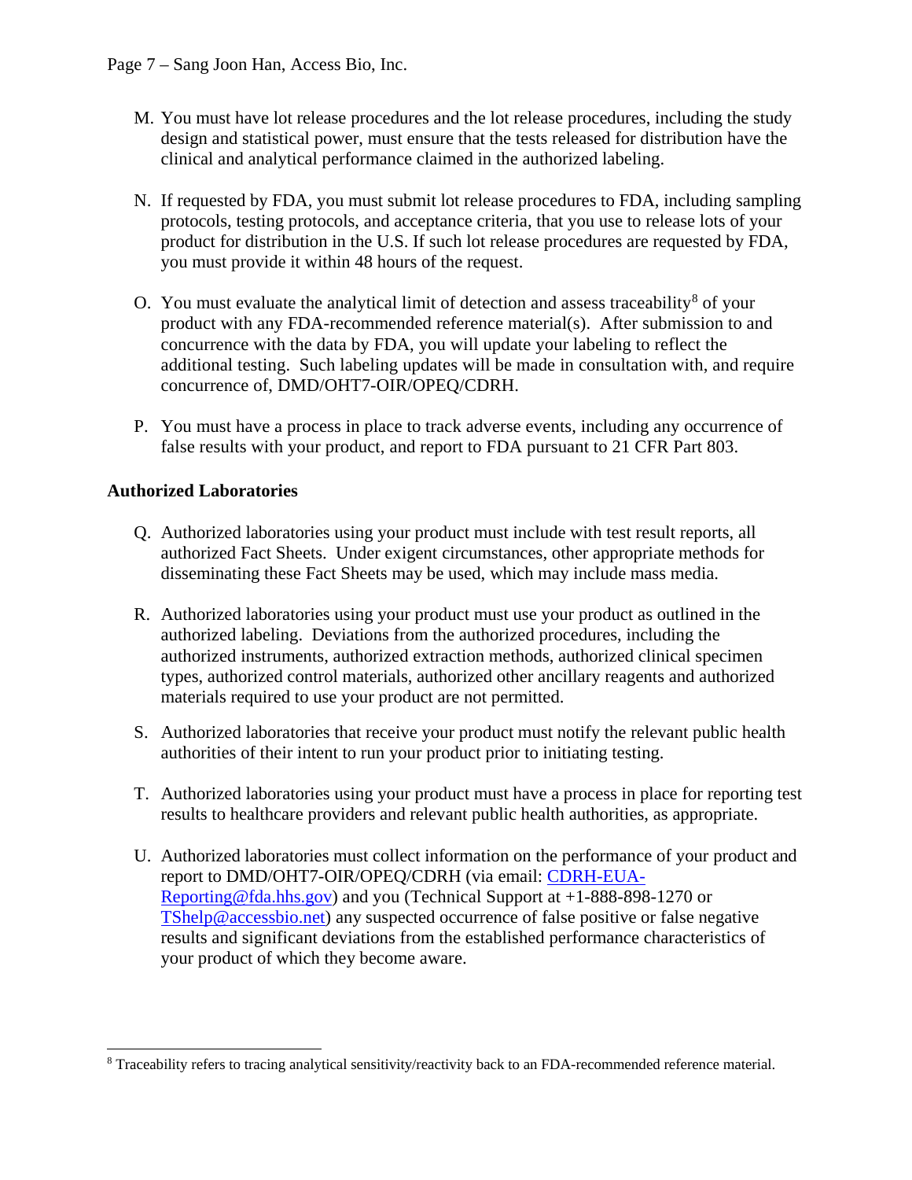M. You must have lot release procedures and the lot release procedures, including the study design and statistical power, must ensure that the tests released for distribution have the clinical and analytical performance claimed in the authorized labeling.

N. If requested by FDA, you must submit lot release procedures to FDA, including sampling protocols, testing protocols, and acceptance criteria, that you use to release lots of your product for distribution in the U.S. If such lot release procedures are requested by FDA, you must provide it within 48 hours of the request.

O. You must evaluate the analytical limit of detection and assess traceability[8] of your product with any FDA-recommended reference material(s). After submission to and concurrence with the data by FDA, you will update your labeling to reflect the additional testing. Such labeling updates will be made in consultation with, and require concurrence of, DMD/OHT7-OIR/OPEQ/CDRH.

P. You must have a process in place to track adverse events, including any occurrence of false results with your product, and report to FDA pursuant to 21 CFR Part 803.

**Authorized Laboratories**

Q. Authorized laboratories using your product must include with test result reports, all authorized Fact Sheets. Under exigent circumstances, other appropriate methods for disseminating these Fact Sheets may be used, which may include mass media.

R. Authorized laboratories using your product must use your product as outlined in the authorized labeling. Deviations from the authorized procedures, including the authorized instruments, authorized extraction methods, authorized clinical specimen types, authorized control materials, authorized other ancillary reagents and authorized materials required to use your product are not permitted.

S. Authorized laboratories that receive your product must notify the relevant public health authorities of their intent to run your product prior to initiating testing.

T. Authorized laboratories using your product must have a process in place for reporting test results to healthcare providers and relevant public health authorities, as appropriate.

U. Authorized laboratories must collect information on the performance of your product and report to DMD/OHT7-OIR/OPEQ/CDRH (via email: CDRH-EUA-Reporting@fda.hhs.gov) and you (Technical Support at +1-888-898-1270 or TShelp@accessbio.net) any suspected occurrence of false positive or false negative results and significant deviations from the established performance characteristics of your product of which they become aware.

---

[8] Traceability refers to tracing analytical sensitivity/reactivity back to an FDA-recommended reference material.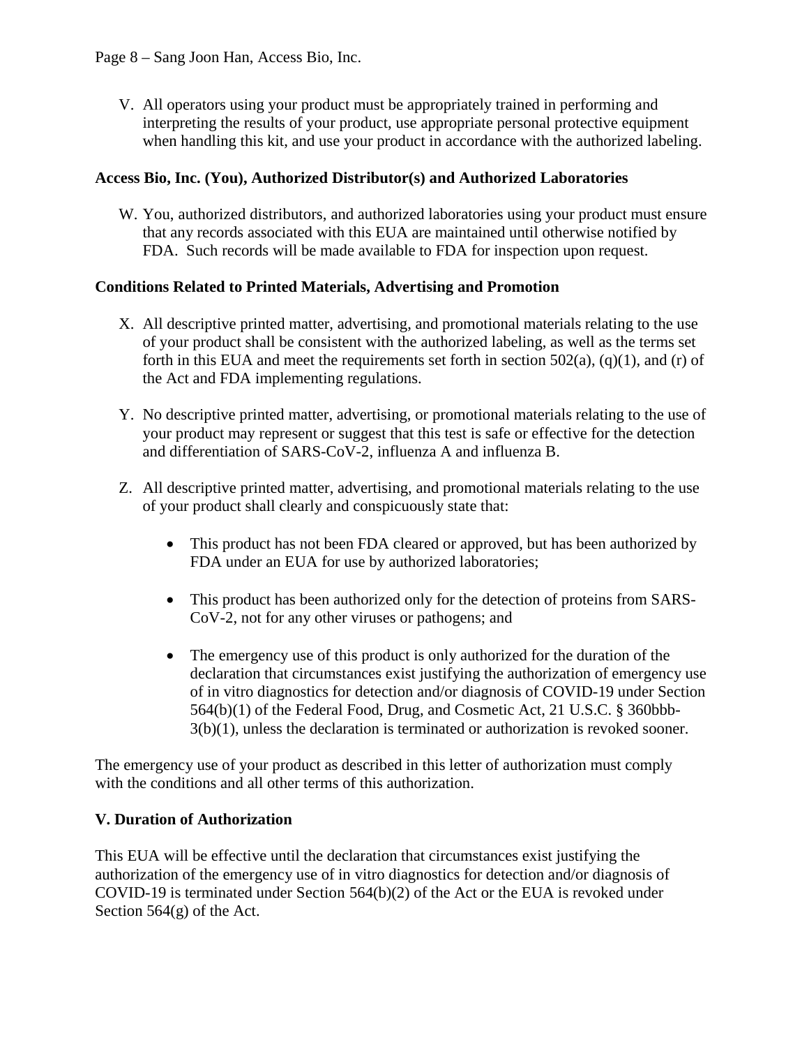V. All operators using your product must be appropriately trained in performing and interpreting the results of your product, use appropriate personal protective equipment when handling this kit, and use your product in accordance with the authorized labeling.

**Access Bio, Inc. (You), Authorized Distributor(s) and Authorized Laboratories**

W. You, authorized distributors, and authorized laboratories using your product must ensure that any records associated with this EUA are maintained until otherwise notified by FDA. Such records will be made available to FDA for inspection upon request.

**Conditions Related to Printed Materials, Advertising and Promotion**

X. All descriptive printed matter, advertising, and promotional materials relating to the use of your product shall be consistent with the authorized labeling, as well as the terms set forth in this EUA and meet the requirements set forth in section 502(a), (q)(1), and (r) of the Act and FDA implementing regulations.

Y. No descriptive printed matter, advertising, or promotional materials relating to the use of your product may represent or suggest that this test is safe or effective for the detection and differentiation of SARS-CoV-2, influenza A and influenza B.

Z. All descriptive printed matter, advertising, and promotional materials relating to the use of your product shall clearly and conspicuously state that:

- This product has not been FDA cleared or approved, but has been authorized by FDA under an EUA for use by authorized laboratories;
- This product has been authorized only for the detection of proteins from SARS-CoV-2, not for any other viruses or pathogens; and
- The emergency use of this product is only authorized for the duration of the declaration that circumstances exist justifying the authorization of emergency use of in vitro diagnostics for detection and/or diagnosis of COVID-19 under Section 564(b)(1) of the Federal Food, Drug, and Cosmetic Act, 21 U.S.C. § 360bbb-3(b)(1), unless the declaration is terminated or authorization is revoked sooner.

The emergency use of your product as described in this letter of authorization must comply with the conditions and all other terms of this authorization.

## V. Duration of Authorization

This EUA will be effective until the declaration that circumstances exist justifying the authorization of the emergency use of in vitro diagnostics for detection and/or diagnosis of COVID-19 is terminated under Section 564(b)(2) of the Act or the EUA is revoked under Section 564(g) of the Act.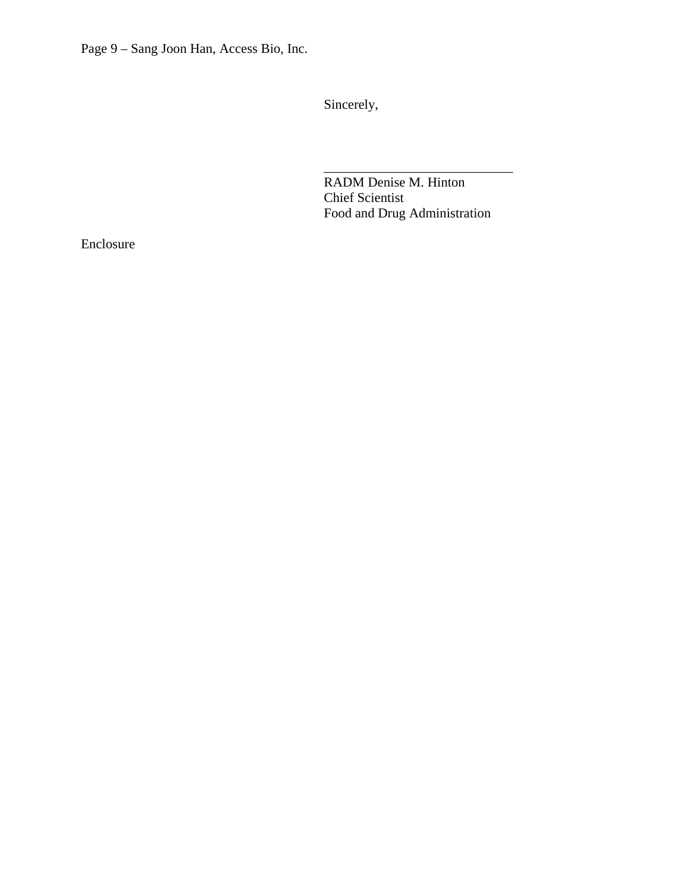Sincerely,

\_\_\_\_\_\_\_\_\_\_\_\_\_\_\_\_\_\_\_\_\_\_\_\_\_\_\_\_\_\_

RADM Denise M. Hinton
Chief Scientist
Food and Drug Administration

Enclosure